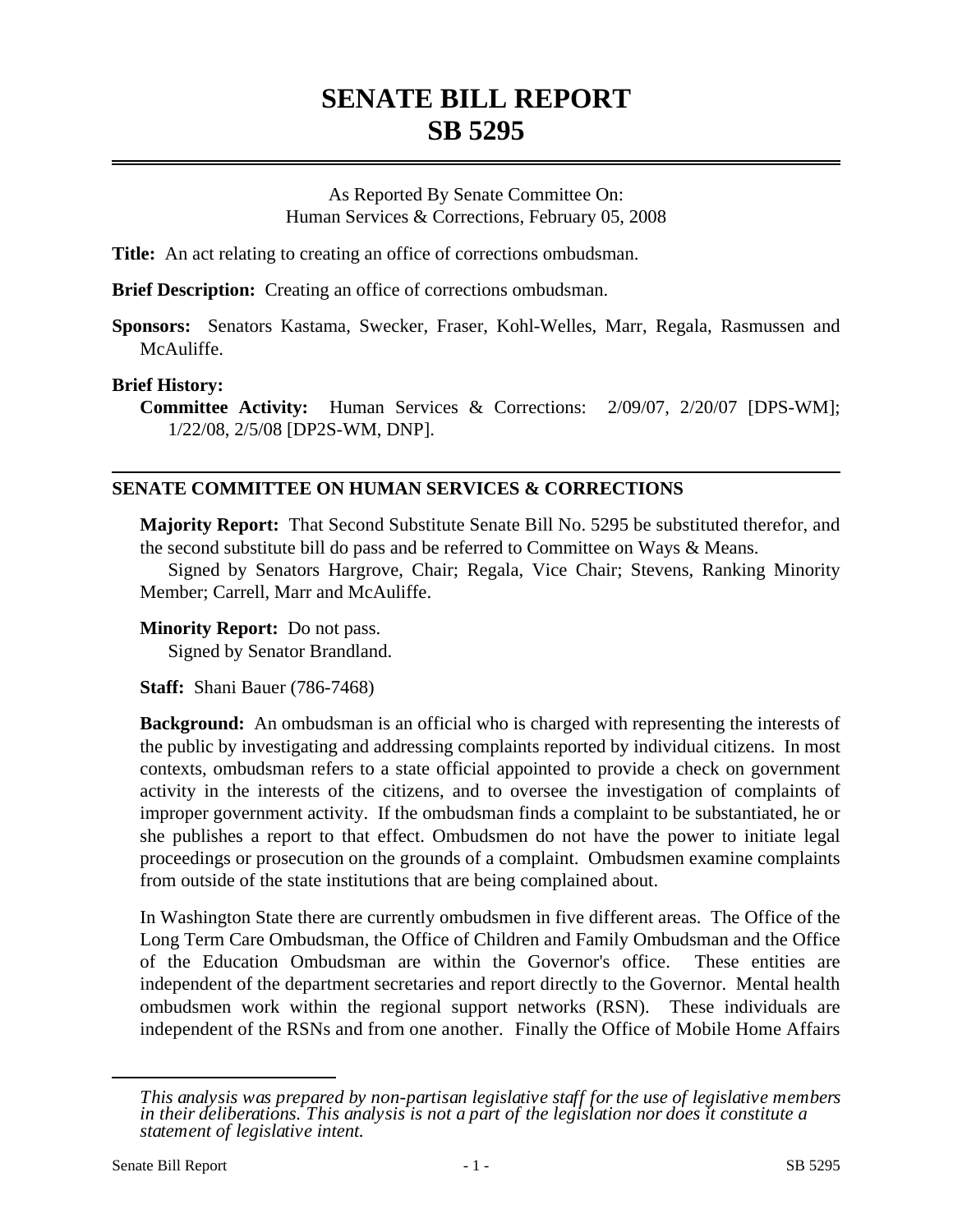# SENATE BILL REPORT
# SB 5295

As Reported By Senate Committee On:
Human Services & Corrections, February 05, 2008

**Title:** An act relating to creating an office of corrections ombudsman.

**Brief Description:** Creating an office of corrections ombudsman.

**Sponsors:** Senators Kastama, Swecker, Fraser, Kohl-Welles, Marr, Regala, Rasmussen and McAuliffe.

**Brief History:**

**Committee Activity:** Human Services & Corrections: 2/09/07, 2/20/07 [DPS-WM]; 1/22/08, 2/5/08 [DP2S-WM, DNP].

## SENATE COMMITTEE ON HUMAN SERVICES & CORRECTIONS

**Majority Report:** That Second Substitute Senate Bill No. 5295 be substituted therefor, and the second substitute bill do pass and be referred to Committee on Ways & Means.

Signed by Senators Hargrove, Chair; Regala, Vice Chair; Stevens, Ranking Minority Member; Carrell, Marr and McAuliffe.

**Minority Report:** Do not pass.

Signed by Senator Brandland.

**Staff:** Shani Bauer (786-7468)

**Background:** An ombudsman is an official who is charged with representing the interests of the public by investigating and addressing complaints reported by individual citizens. In most contexts, ombudsman refers to a state official appointed to provide a check on government activity in the interests of the citizens, and to oversee the investigation of complaints of improper government activity. If the ombudsman finds a complaint to be substantiated, he or she publishes a report to that effect. Ombudsmen do not have the power to initiate legal proceedings or prosecution on the grounds of a complaint. Ombudsmen examine complaints from outside of the state institutions that are being complained about.

In Washington State there are currently ombudsmen in five different areas. The Office of the Long Term Care Ombudsman, the Office of Children and Family Ombudsman and the Office of the Education Ombudsman are within the Governor's office. These entities are independent of the department secretaries and report directly to the Governor. Mental health ombudsmen work within the regional support networks (RSN). These individuals are independent of the RSNs and from one another. Finally the Office of Mobile Home Affairs

---

*This analysis was prepared by non-partisan legislative staff for the use of legislative members in their deliberations. This analysis is not a part of the legislation nor does it constitute a statement of legislative intent.*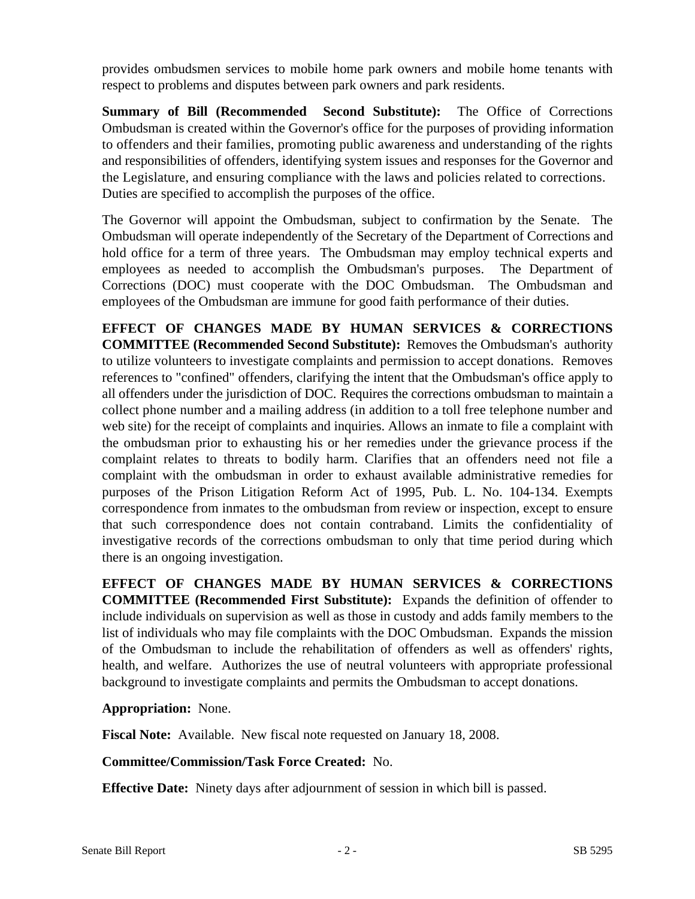provides ombudsmen services to mobile home park owners and mobile home tenants with respect to problems and disputes between park owners and park residents.

**Summary of Bill (Recommended Second Substitute):** The Office of Corrections Ombudsman is created within the Governor's office for the purposes of providing information to offenders and their families, promoting public awareness and understanding of the rights and responsibilities of offenders, identifying system issues and responses for the Governor and the Legislature, and ensuring compliance with the laws and policies related to corrections. Duties are specified to accomplish the purposes of the office.

The Governor will appoint the Ombudsman, subject to confirmation by the Senate. The Ombudsman will operate independently of the Secretary of the Department of Corrections and hold office for a term of three years. The Ombudsman may employ technical experts and employees as needed to accomplish the Ombudsman's purposes. The Department of Corrections (DOC) must cooperate with the DOC Ombudsman. The Ombudsman and employees of the Ombudsman are immune for good faith performance of their duties.

**EFFECT OF CHANGES MADE BY HUMAN SERVICES & CORRECTIONS COMMITTEE (Recommended Second Substitute):** Removes the Ombudsman's authority to utilize volunteers to investigate complaints and permission to accept donations. Removes references to "confined" offenders, clarifying the intent that the Ombudsman's office apply to all offenders under the jurisdiction of DOC. Requires the corrections ombudsman to maintain a collect phone number and a mailing address (in addition to a toll free telephone number and web site) for the receipt of complaints and inquiries. Allows an inmate to file a complaint with the ombudsman prior to exhausting his or her remedies under the grievance process if the complaint relates to threats to bodily harm. Clarifies that an offenders need not file a complaint with the ombudsman in order to exhaust available administrative remedies for purposes of the Prison Litigation Reform Act of 1995, Pub. L. No. 104-134. Exempts correspondence from inmates to the ombudsman from review or inspection, except to ensure that such correspondence does not contain contraband. Limits the confidentiality of investigative records of the corrections ombudsman to only that time period during which there is an ongoing investigation.

**EFFECT OF CHANGES MADE BY HUMAN SERVICES & CORRECTIONS COMMITTEE (Recommended First Substitute):** Expands the definition of offender to include individuals on supervision as well as those in custody and adds family members to the list of individuals who may file complaints with the DOC Ombudsman. Expands the mission of the Ombudsman to include the rehabilitation of offenders as well as offenders' rights, health, and welfare. Authorizes the use of neutral volunteers with appropriate professional background to investigate complaints and permits the Ombudsman to accept donations.

**Appropriation:** None.

**Fiscal Note:** Available. New fiscal note requested on January 18, 2008.

**Committee/Commission/Task Force Created:** No.

**Effective Date:** Ninety days after adjournment of session in which bill is passed.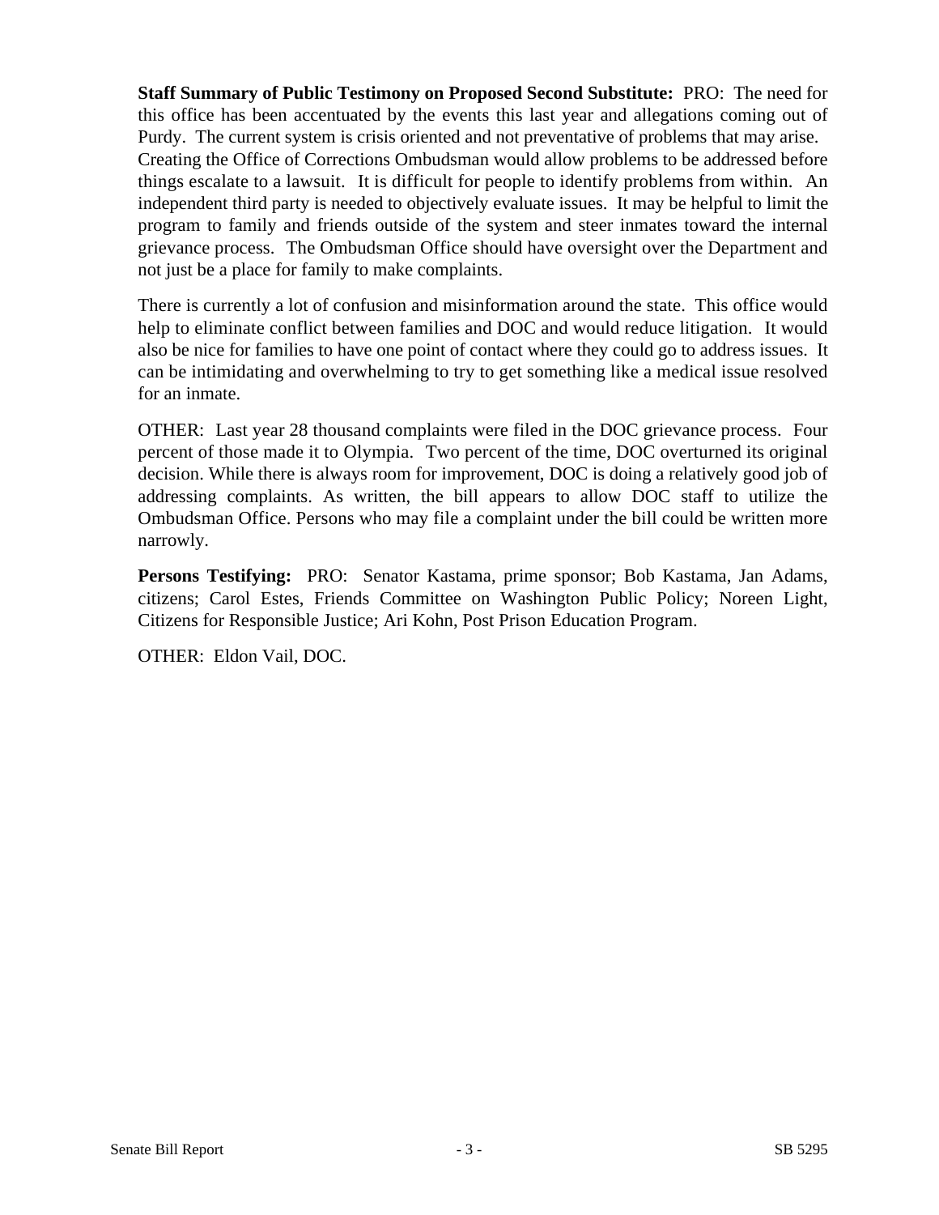**Staff Summary of Public Testimony on Proposed Second Substitute:** PRO: The need for this office has been accentuated by the events this last year and allegations coming out of Purdy. The current system is crisis oriented and not preventative of problems that may arise. Creating the Office of Corrections Ombudsman would allow problems to be addressed before things escalate to a lawsuit. It is difficult for people to identify problems from within. An independent third party is needed to objectively evaluate issues. It may be helpful to limit the program to family and friends outside of the system and steer inmates toward the internal grievance process. The Ombudsman Office should have oversight over the Department and not just be a place for family to make complaints.

There is currently a lot of confusion and misinformation around the state. This office would help to eliminate conflict between families and DOC and would reduce litigation. It would also be nice for families to have one point of contact where they could go to address issues. It can be intimidating and overwhelming to try to get something like a medical issue resolved for an inmate.

OTHER: Last year 28 thousand complaints were filed in the DOC grievance process. Four percent of those made it to Olympia. Two percent of the time, DOC overturned its original decision. While there is always room for improvement, DOC is doing a relatively good job of addressing complaints. As written, the bill appears to allow DOC staff to utilize the Ombudsman Office. Persons who may file a complaint under the bill could be written more narrowly.

**Persons Testifying:** PRO: Senator Kastama, prime sponsor; Bob Kastama, Jan Adams, citizens; Carol Estes, Friends Committee on Washington Public Policy; Noreen Light, Citizens for Responsible Justice; Ari Kohn, Post Prison Education Program.

OTHER: Eldon Vail, DOC.